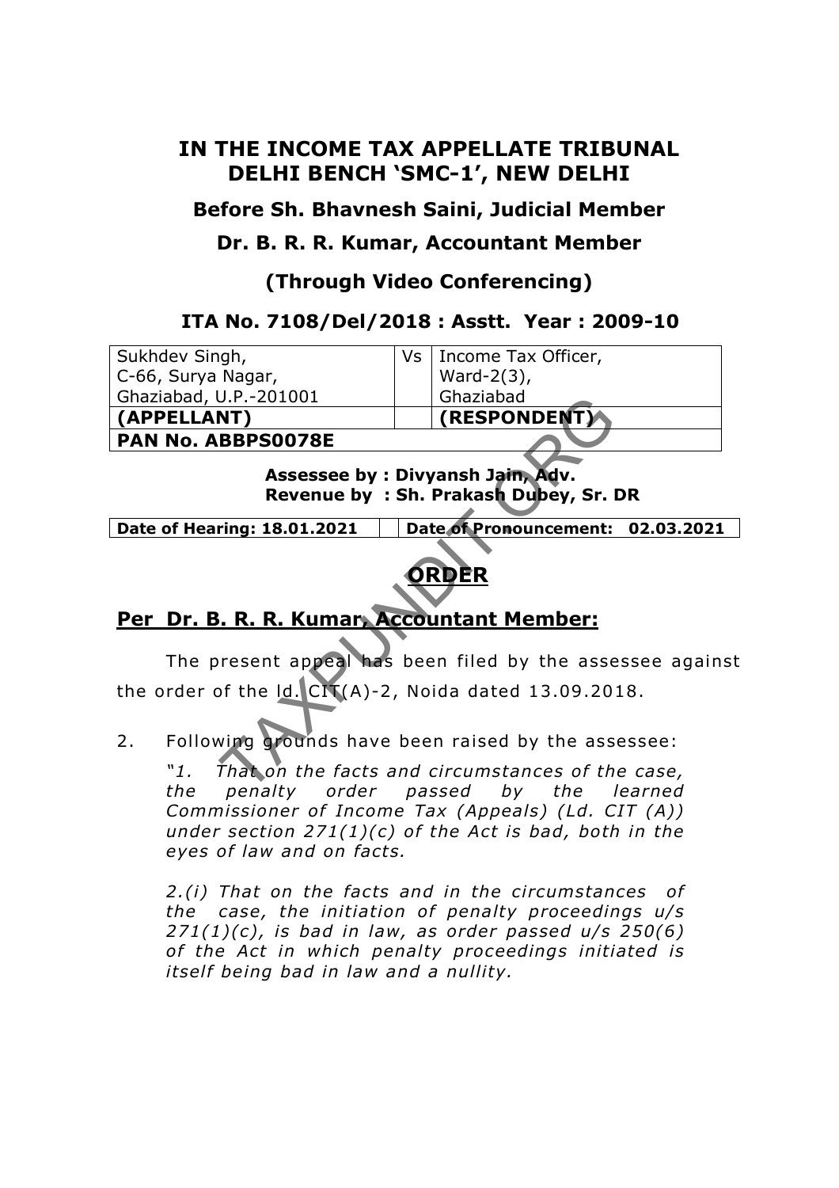# IN THE INCOME TAX APPELLATE TRIBUNAL DELHI BENCH 'SMC-1', NEW DELHI

## Before Sh. Bhavnesh Saini, Judicial Member

## Dr. B. R. R. Kumar, Accountant Member

## (Through Video Conferencing)

## ITA No. 7108/Del/2018 : Asstt. Year : 2009-10

| Sukhdev Singh, C-66, Surya Nagar, Ghaziabad, U.P.-201001 | Vs | Income Tax Officer, Ward-2(3), Ghaziabad |
|---|---|---|
| **(APPELLANT)** | | **(RESPONDENT)** |
| **PAN No. ABBPS0078E** | | |

**Assessee by : Divyansh Jain, Adv.**
**Revenue by : Sh. Prakash Dubey, Sr. DR**

| Date of Hearing: 18.01.2021 | | Date of Pronouncement: 02.03.2021 |
|---|---|---|

## ORDER

## Per Dr. B. R. R. Kumar, Accountant Member:

The present appeal has been filed by the assessee against the order of the ld. CIT(A)-2, Noida dated 13.09.2018.

2. Following grounds have been raised by the assessee:

> *"1. That on the facts and circumstances of the case, the penalty order passed by the learned Commissioner of Income Tax (Appeals) (Ld. CIT (A)) under section 271(1)(c) of the Act is bad, both in the eyes of law and on facts.*
>
> *2.(i) That on the facts and in the circumstances of the case, the initiation of penalty proceedings u/s 271(1)(c), is bad in law, as order passed u/s 250(6) of the Act in which penalty proceedings initiated is itself being bad in law and a nullity.*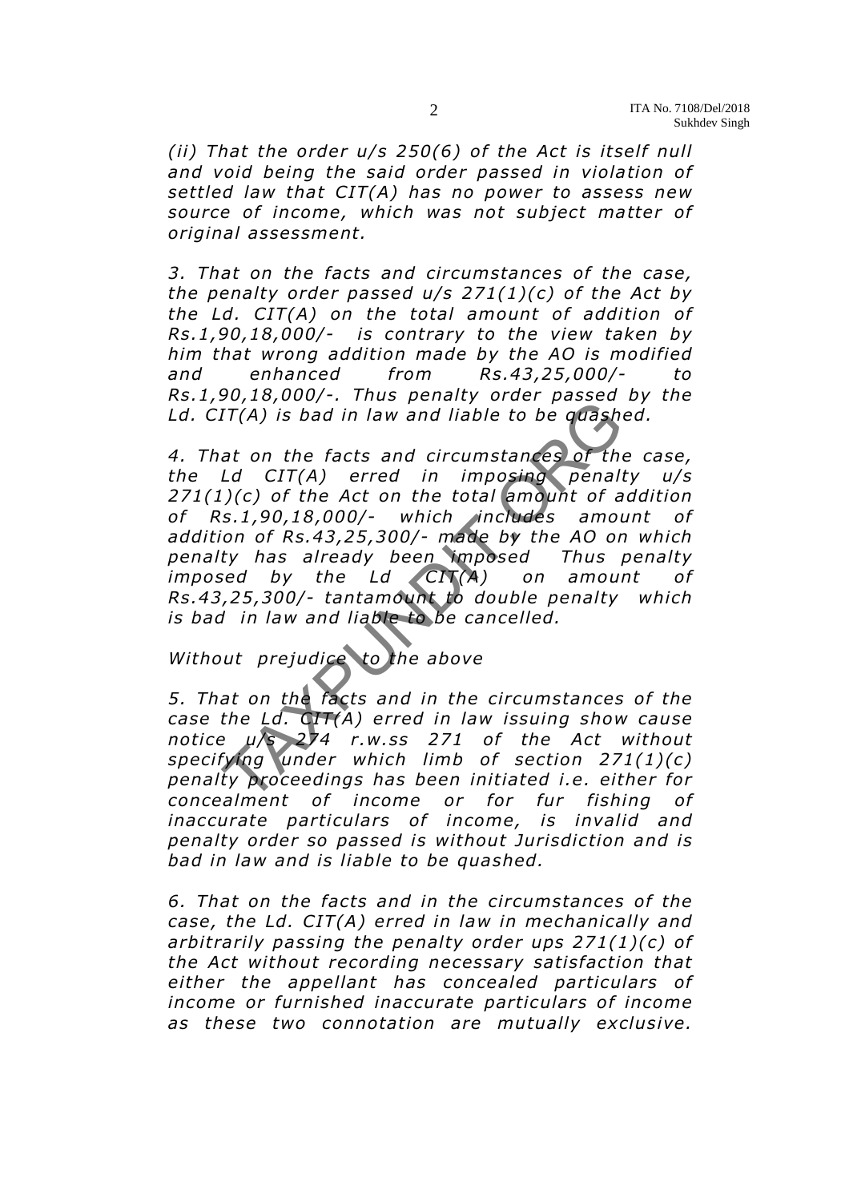*(ii) That the order u/s 250(6) of the Act is itself null and void being the said order passed in violation of settled law that CIT(A) has no power to assess new source of income, which was not subject matter of original assessment.*

*3. That on the facts and circumstances of the case, the penalty order passed u/s 271(1)(c) of the Act by the Ld. CIT(A) on the total amount of addition of Rs.1,90,18,000/- is contrary to the view taken by him that wrong addition made by the AO is modified and enhanced from Rs.43,25,000/- to Rs.1,90,18,000/-. Thus penalty order passed by the Ld. CIT(A) is bad in law and liable to be quashed.*

*4. That on the facts and circumstances of the case, the Ld CIT(A) erred in imposing penalty u/s 271(1)(c) of the Act on the total amount of addition of Rs.1,90,18,000/- which includes amount of addition of Rs.43,25,300/- made by the AO on which penalty has already been imposed Thus penalty imposed by the Ld CIT(A) on amount of Rs.43,25,300/- tantamount to double penalty which is bad in law and liable to be cancelled.*

*Without prejudice to the above*

*5. That on the facts and in the circumstances of the case the Ld. CIT(A) erred in law issuing show cause notice u/s 274 r.w.ss 271 of the Act without specifying under which limb of section 271(1)(c) penalty proceedings has been initiated i.e. either for concealment of income or for fur fishing of inaccurate particulars of income, is invalid and penalty order so passed is without Jurisdiction and is bad in law and is liable to be quashed.*

*6. That on the facts and in the circumstances of the case, the Ld. CIT(A) erred in law in mechanically and arbitrarily passing the penalty order ups 271(1)(c) of the Act without recording necessary satisfaction that either the appellant has concealed particulars of income or furnished inaccurate particulars of income as these two connotation are mutually exclusive.*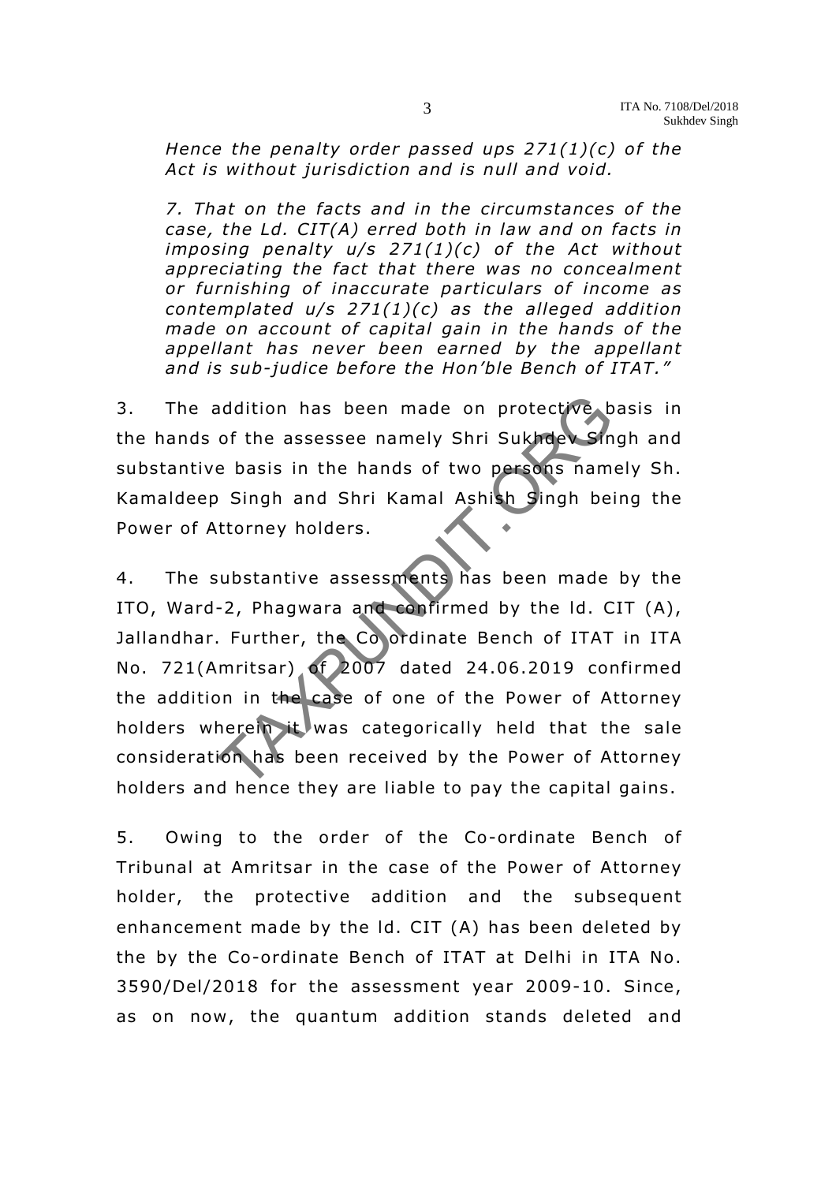*Hence the penalty order passed ups 271(1)(c) of the Act is without jurisdiction and is null and void.*

*7. That on the facts and in the circumstances of the case, the Ld. CIT(A) erred both in law and on facts in imposing penalty u/s 271(1)(c) of the Act without appreciating the fact that there was no concealment or furnishing of inaccurate particulars of income as contemplated u/s 271(1)(c) as the alleged addition made on account of capital gain in the hands of the appellant has never been earned by the appellant and is sub-judice before the Hon'ble Bench of ITAT."*

3. The addition has been made on protective basis in the hands of the assessee namely Shri Sukhdev Singh and substantive basis in the hands of two persons namely Sh. Kamaldeep Singh and Shri Kamal Ashish Singh being the Power of Attorney holders.

4. The substantive assessments has been made by the ITO, Ward-2, Phagwara and confirmed by the ld. CIT (A), Jallandhar. Further, the Co ordinate Bench of ITAT in ITA No. 721(Amritsar) of 2007 dated 24.06.2019 confirmed the addition in the case of one of the Power of Attorney holders wherein it was categorically held that the sale consideration has been received by the Power of Attorney holders and hence they are liable to pay the capital gains.

5. Owing to the order of the Co-ordinate Bench of Tribunal at Amritsar in the case of the Power of Attorney holder, the protective addition and the subsequent enhancement made by the ld. CIT (A) has been deleted by the by the Co-ordinate Bench of ITAT at Delhi in ITA No. 3590/Del/2018 for the assessment year 2009-10. Since, as on now, the quantum addition stands deleted and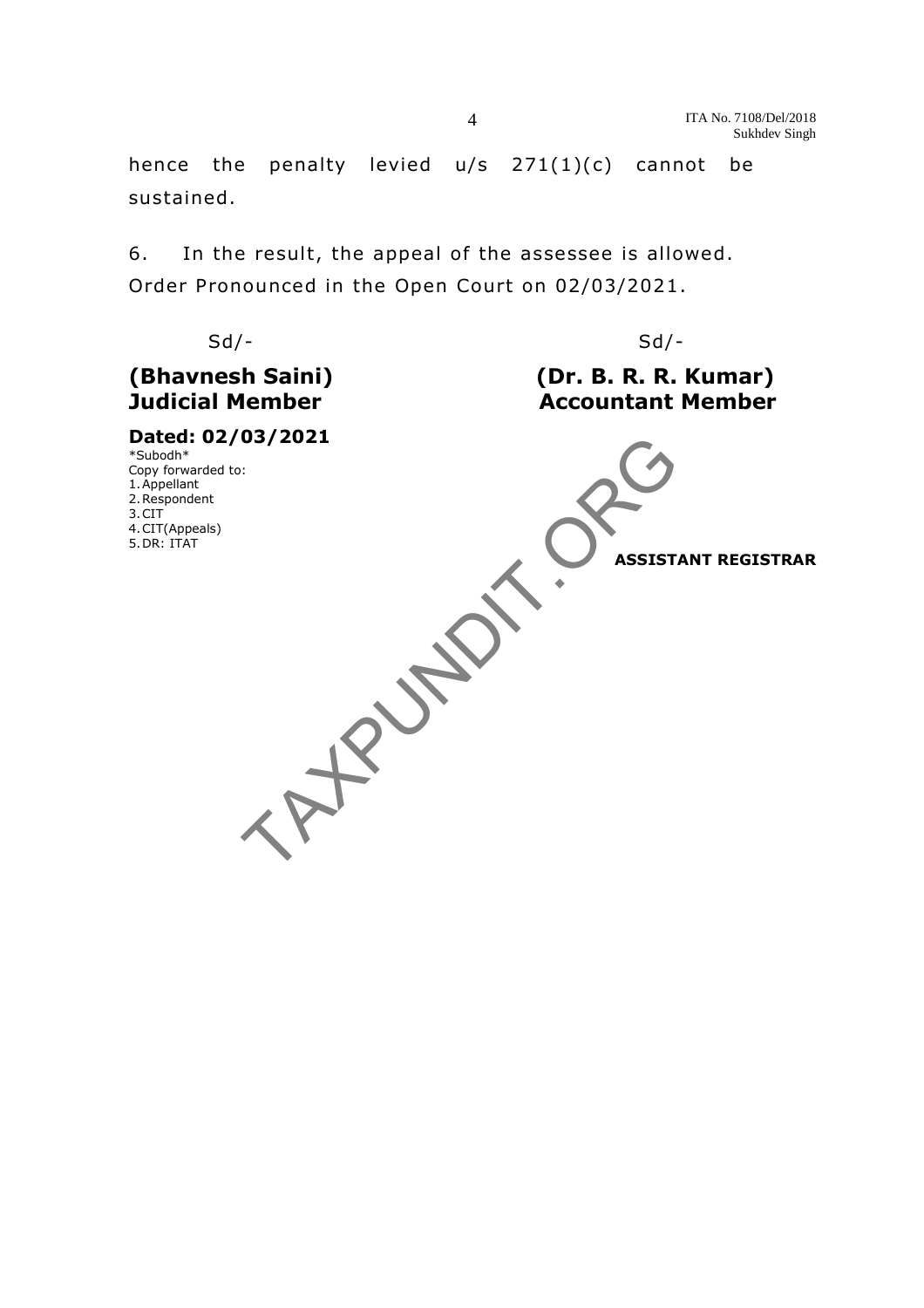hence the penalty levied u/s 271(1)(c) cannot be sustained.

6. In the result, the appeal of the assessee is allowed. Order Pronounced in the Open Court on 02/03/2021.

| | |
|---|---|
| Sd/- | Sd/- |
| **(Bhavnesh Saini)** | **(Dr. B. R. R. Kumar)** |
| **Judicial Member** | **Accountant Member** |

**Dated: 02/03/2021**

\*Subodh\*

Copy forwarded to:

1. Appellant
2. Respondent
3. CIT
4. CIT(Appeals)
5. DR: ITAT

**ASSISTANT REGISTRAR**